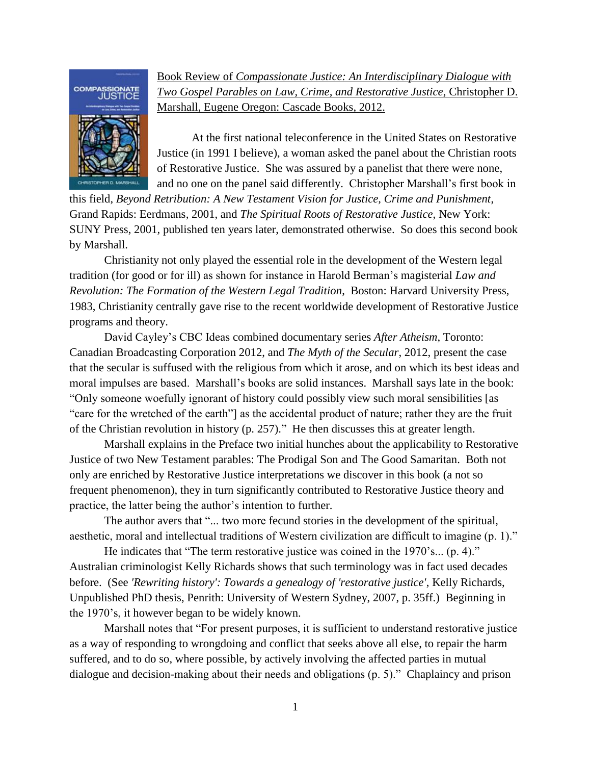<u>Book Review of *Compassionate Justice: An Interdisciplinary Dialogue with Two Gospel Parables on Law, Crime, and Restorative Justice*, Christopher D. Marshall, Eugene Oregon: Cascade Books, 2012.</u>

At the first national teleconference in the United States on Restorative Justice (in 1991 I believe), a woman asked the panel about the Christian roots of Restorative Justice. She was assured by a panelist that there were none, and no one on the panel said differently. Christopher Marshall's first book in this field, *Beyond Retribution: A New Testament Vision for Justice, Crime and Punishment*, Grand Rapids: Eerdmans, 2001, and *The Spiritual Roots of Restorative Justice*, New York: SUNY Press, 2001, published ten years later, demonstrated otherwise. So does this second book by Marshall.

Christianity not only played the essential role in the development of the Western legal tradition (for good or for ill) as shown for instance in Harold Berman's magisterial *Law and Revolution: The Formation of the Western Legal Tradition*, Boston: Harvard University Press, 1983, Christianity centrally gave rise to the recent worldwide development of Restorative Justice programs and theory.

David Cayley's CBC Ideas combined documentary series *After Atheism*, Toronto: Canadian Broadcasting Corporation 2012, and *The Myth of the Secular*, 2012, present the case that the secular is suffused with the religious from which it arose, and on which its best ideas and moral impulses are based. Marshall's books are solid instances. Marshall says late in the book: "Only someone woefully ignorant of history could possibly view such moral sensibilities [as "care for the wretched of the earth"] as the accidental product of nature; rather they are the fruit of the Christian revolution in history (p. 257)." He then discusses this at greater length.

Marshall explains in the Preface two initial hunches about the applicability to Restorative Justice of two New Testament parables: The Prodigal Son and The Good Samaritan. Both not only are enriched by Restorative Justice interpretations we discover in this book (a not so frequent phenomenon), they in turn significantly contributed to Restorative Justice theory and practice, the latter being the author's intention to further.

The author avers that "... two more fecund stories in the development of the spiritual, aesthetic, moral and intellectual traditions of Western civilization are difficult to imagine (p. 1)."

He indicates that "The term restorative justice was coined in the 1970's... (p. 4)." Australian criminologist Kelly Richards shows that such terminology was in fact used decades before. (See *'Rewriting history': Towards a genealogy of 'restorative justice'*, Kelly Richards, Unpublished PhD thesis, Penrith: University of Western Sydney, 2007, p. 35ff.) Beginning in the 1970's, it however began to be widely known.

Marshall notes that "For present purposes, it is sufficient to understand restorative justice as a way of responding to wrongdoing and conflict that seeks above all else, to repair the harm suffered, and to do so, where possible, by actively involving the affected parties in mutual dialogue and decision-making about their needs and obligations (p. 5)." Chaplaincy and prison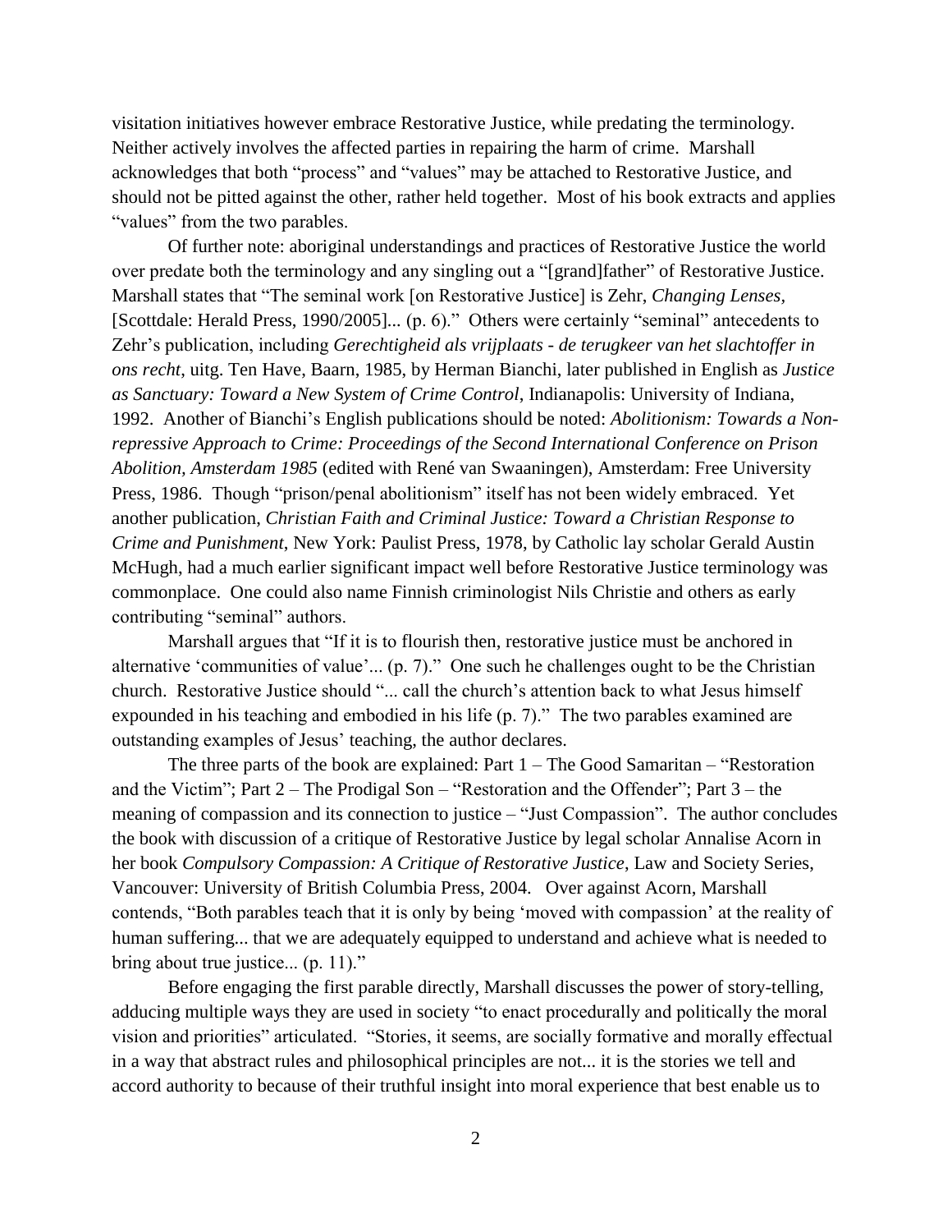visitation initiatives however embrace Restorative Justice, while predating the terminology. Neither actively involves the affected parties in repairing the harm of crime. Marshall acknowledges that both "process" and "values" may be attached to Restorative Justice, and should not be pitted against the other, rather held together. Most of his book extracts and applies "values" from the two parables.

Of further note: aboriginal understandings and practices of Restorative Justice the world over predate both the terminology and any singling out a "[grand]father" of Restorative Justice. Marshall states that "The seminal work [on Restorative Justice] is Zehr, *Changing Lenses*, [Scottdale: Herald Press, 1990/2005]... (p. 6)." Others were certainly "seminal" antecedents to Zehr's publication, including *Gerechtigheid als vrijplaats - de terugkeer van het slachtoffer in ons recht*, uitg. Ten Have, Baarn, 1985, by Herman Bianchi, later published in English as *Justice as Sanctuary: Toward a New System of Crime Control*, Indianapolis: University of Indiana, 1992. Another of Bianchi's English publications should be noted: *Abolitionism: Towards a Non-repressive Approach to Crime: Proceedings of the Second International Conference on Prison Abolition, Amsterdam 1985* (edited with René van Swaaningen), Amsterdam: Free University Press, 1986. Though "prison/penal abolitionism" itself has not been widely embraced. Yet another publication, *Christian Faith and Criminal Justice: Toward a Christian Response to Crime and Punishment*, New York: Paulist Press, 1978, by Catholic lay scholar Gerald Austin McHugh, had a much earlier significant impact well before Restorative Justice terminology was commonplace. One could also name Finnish criminologist Nils Christie and others as early contributing "seminal" authors.

Marshall argues that "If it is to flourish then, restorative justice must be anchored in alternative 'communities of value'... (p. 7)." One such he challenges ought to be the Christian church. Restorative Justice should "... call the church's attention back to what Jesus himself expounded in his teaching and embodied in his life (p. 7)." The two parables examined are outstanding examples of Jesus' teaching, the author declares.

The three parts of the book are explained: Part 1 – The Good Samaritan – "Restoration and the Victim"; Part 2 – The Prodigal Son – "Restoration and the Offender"; Part 3 – the meaning of compassion and its connection to justice – "Just Compassion". The author concludes the book with discussion of a critique of Restorative Justice by legal scholar Annalise Acorn in her book *Compulsory Compassion: A Critique of Restorative Justice*, Law and Society Series, Vancouver: University of British Columbia Press, 2004. Over against Acorn, Marshall contends, "Both parables teach that it is only by being 'moved with compassion' at the reality of human suffering... that we are adequately equipped to understand and achieve what is needed to bring about true justice... (p. 11)."

Before engaging the first parable directly, Marshall discusses the power of story-telling, adducing multiple ways they are used in society "to enact procedurally and politically the moral vision and priorities" articulated. "Stories, it seems, are socially formative and morally effectual in a way that abstract rules and philosophical principles are not... it is the stories we tell and accord authority to because of their truthful insight into moral experience that best enable us to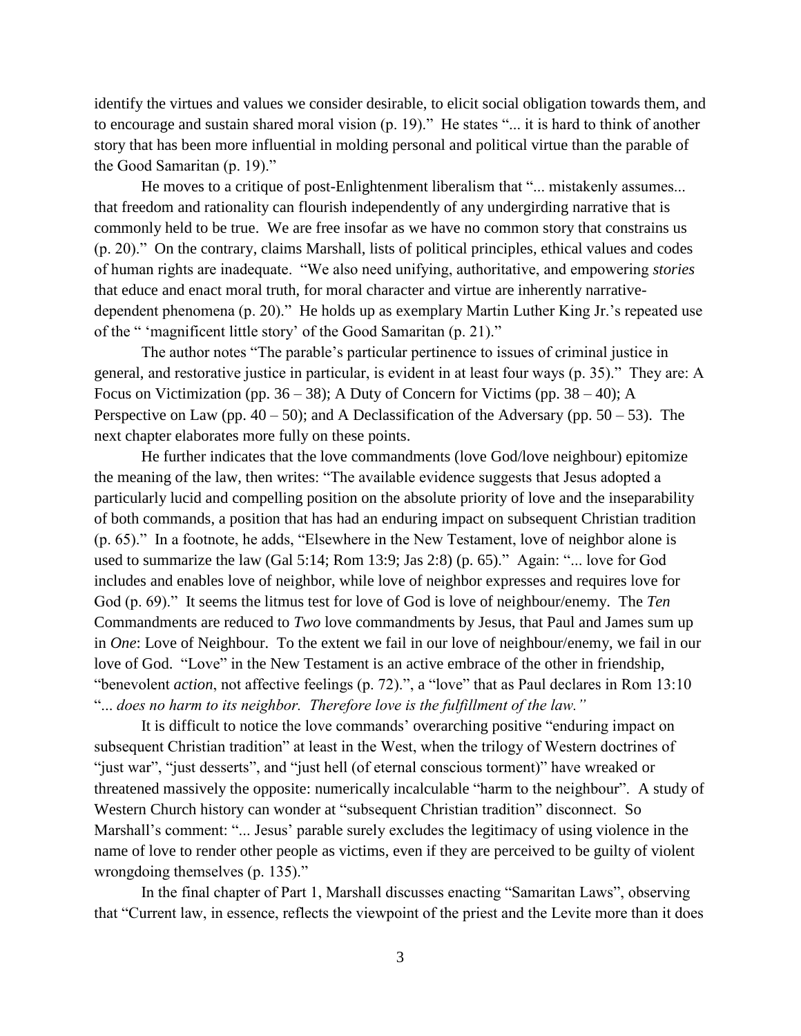identify the virtues and values we consider desirable, to elicit social obligation towards them, and to encourage and sustain shared moral vision (p. 19)." He states "... it is hard to think of another story that has been more influential in molding personal and political virtue than the parable of the Good Samaritan (p. 19)."

He moves to a critique of post-Enlightenment liberalism that "... mistakenly assumes... that freedom and rationality can flourish independently of any undergirding narrative that is commonly held to be true. We are free insofar as we have no common story that constrains us (p. 20)." On the contrary, claims Marshall, lists of political principles, ethical values and codes of human rights are inadequate. "We also need unifying, authoritative, and empowering *stories* that educe and enact moral truth, for moral character and virtue are inherently narrative-dependent phenomena (p. 20)." He holds up as exemplary Martin Luther King Jr.'s repeated use of the " 'magnificent little story' of the Good Samaritan (p. 21)."

The author notes "The parable's particular pertinence to issues of criminal justice in general, and restorative justice in particular, is evident in at least four ways (p. 35)." They are: A Focus on Victimization (pp. 36 – 38); A Duty of Concern for Victims (pp. 38 – 40); A Perspective on Law (pp. 40 – 50); and A Declassification of the Adversary (pp. 50 – 53). The next chapter elaborates more fully on these points.

He further indicates that the love commandments (love God/love neighbour) epitomize the meaning of the law, then writes: "The available evidence suggests that Jesus adopted a particularly lucid and compelling position on the absolute priority of love and the inseparability of both commands, a position that has had an enduring impact on subsequent Christian tradition (p. 65)." In a footnote, he adds, "Elsewhere in the New Testament, love of neighbor alone is used to summarize the law (Gal 5:14; Rom 13:9; Jas 2:8) (p. 65)." Again: "... love for God includes and enables love of neighbor, while love of neighbor expresses and requires love for God (p. 69)." It seems the litmus test for love of God is love of neighbour/enemy. The *Ten* Commandments are reduced to *Two* love commandments by Jesus, that Paul and James sum up in *One*: Love of Neighbour. To the extent we fail in our love of neighbour/enemy, we fail in our love of God. "Love" in the New Testament is an active embrace of the other in friendship, "benevolent *action*, not affective feelings (p. 72).", a "love" that as Paul declares in Rom 13:10 "*... does no harm to its neighbor. Therefore love is the fulfillment of the law."*

It is difficult to notice the love commands' overarching positive "enduring impact on subsequent Christian tradition" at least in the West, when the trilogy of Western doctrines of "just war", "just desserts", and "just hell (of eternal conscious torment)" have wreaked or threatened massively the opposite: numerically incalculable "harm to the neighbour". A study of Western Church history can wonder at "subsequent Christian tradition" disconnect. So Marshall's comment: "... Jesus' parable surely excludes the legitimacy of using violence in the name of love to render other people as victims, even if they are perceived to be guilty of violent wrongdoing themselves (p. 135)."

In the final chapter of Part 1, Marshall discusses enacting "Samaritan Laws", observing that "Current law, in essence, reflects the viewpoint of the priest and the Levite more than it does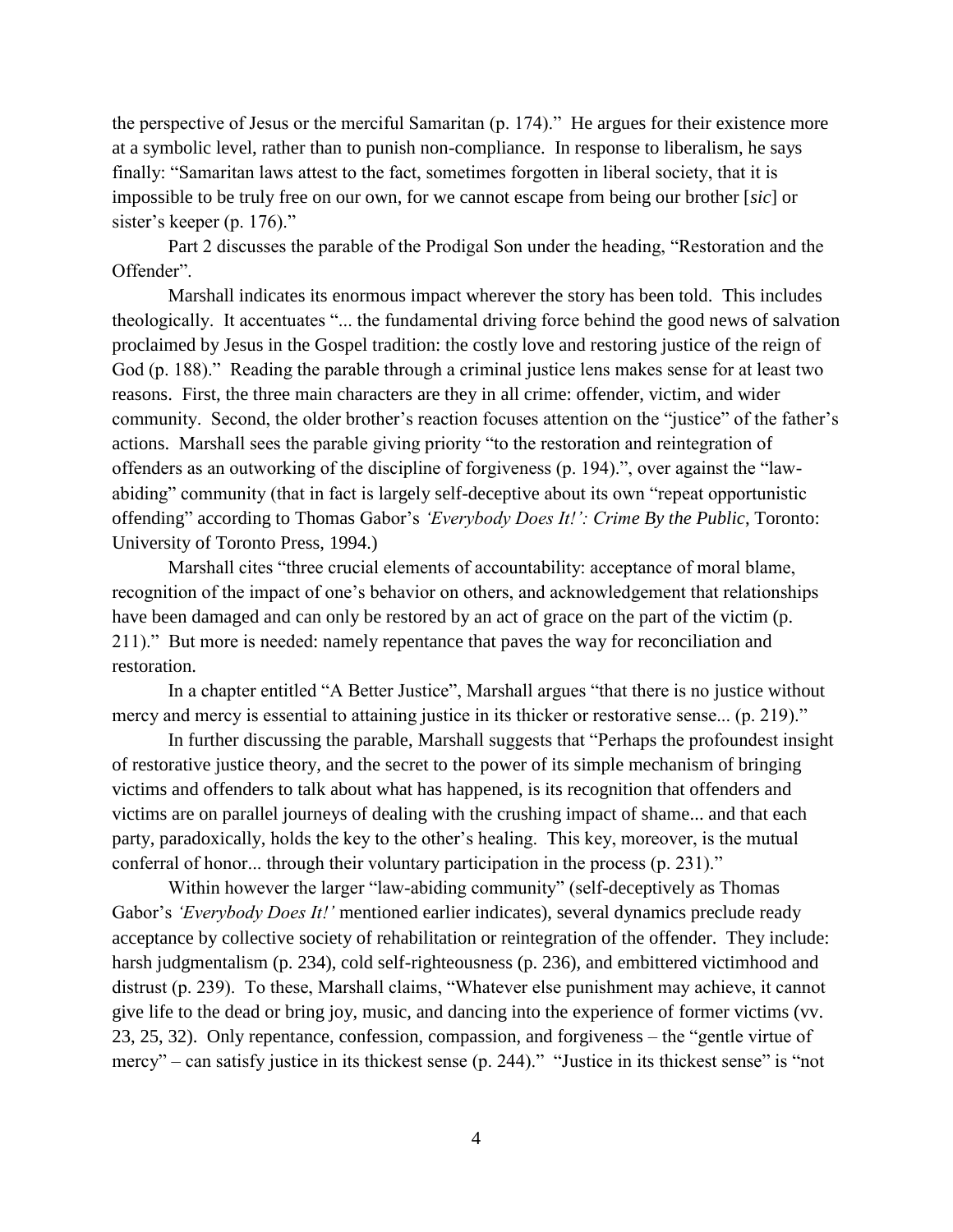the perspective of Jesus or the merciful Samaritan (p. 174)." He argues for their existence more at a symbolic level, rather than to punish non-compliance. In response to liberalism, he says finally: "Samaritan laws attest to the fact, sometimes forgotten in liberal society, that it is impossible to be truly free on our own, for we cannot escape from being our brother [*sic*] or sister's keeper (p. 176)."

Part 2 discusses the parable of the Prodigal Son under the heading, "Restoration and the Offender".

Marshall indicates its enormous impact wherever the story has been told. This includes theologically. It accentuates "... the fundamental driving force behind the good news of salvation proclaimed by Jesus in the Gospel tradition: the costly love and restoring justice of the reign of God (p. 188)." Reading the parable through a criminal justice lens makes sense for at least two reasons. First, the three main characters are they in all crime: offender, victim, and wider community. Second, the older brother's reaction focuses attention on the "justice" of the father's actions. Marshall sees the parable giving priority "to the restoration and reintegration of offenders as an outworking of the discipline of forgiveness (p. 194).", over against the "law-abiding" community (that in fact is largely self-deceptive about its own "repeat opportunistic offending" according to Thomas Gabor's *'Everybody Does It!': Crime By the Public*, Toronto: University of Toronto Press, 1994.)

Marshall cites "three crucial elements of accountability: acceptance of moral blame, recognition of the impact of one's behavior on others, and acknowledgement that relationships have been damaged and can only be restored by an act of grace on the part of the victim (p. 211)." But more is needed: namely repentance that paves the way for reconciliation and restoration.

In a chapter entitled "A Better Justice", Marshall argues "that there is no justice without mercy and mercy is essential to attaining justice in its thicker or restorative sense... (p. 219)."

In further discussing the parable, Marshall suggests that "Perhaps the profoundest insight of restorative justice theory, and the secret to the power of its simple mechanism of bringing victims and offenders to talk about what has happened, is its recognition that offenders and victims are on parallel journeys of dealing with the crushing impact of shame... and that each party, paradoxically, holds the key to the other's healing. This key, moreover, is the mutual conferral of honor... through their voluntary participation in the process (p. 231)."

Within however the larger "law-abiding community" (self-deceptively as Thomas Gabor's *'Everybody Does It!'* mentioned earlier indicates), several dynamics preclude ready acceptance by collective society of rehabilitation or reintegration of the offender. They include: harsh judgmentalism (p. 234), cold self-righteousness (p. 236), and embittered victimhood and distrust (p. 239). To these, Marshall claims, "Whatever else punishment may achieve, it cannot give life to the dead or bring joy, music, and dancing into the experience of former victims (vv. 23, 25, 32). Only repentance, confession, compassion, and forgiveness – the "gentle virtue of mercy" – can satisfy justice in its thickest sense (p. 244)." "Justice in its thickest sense" is "not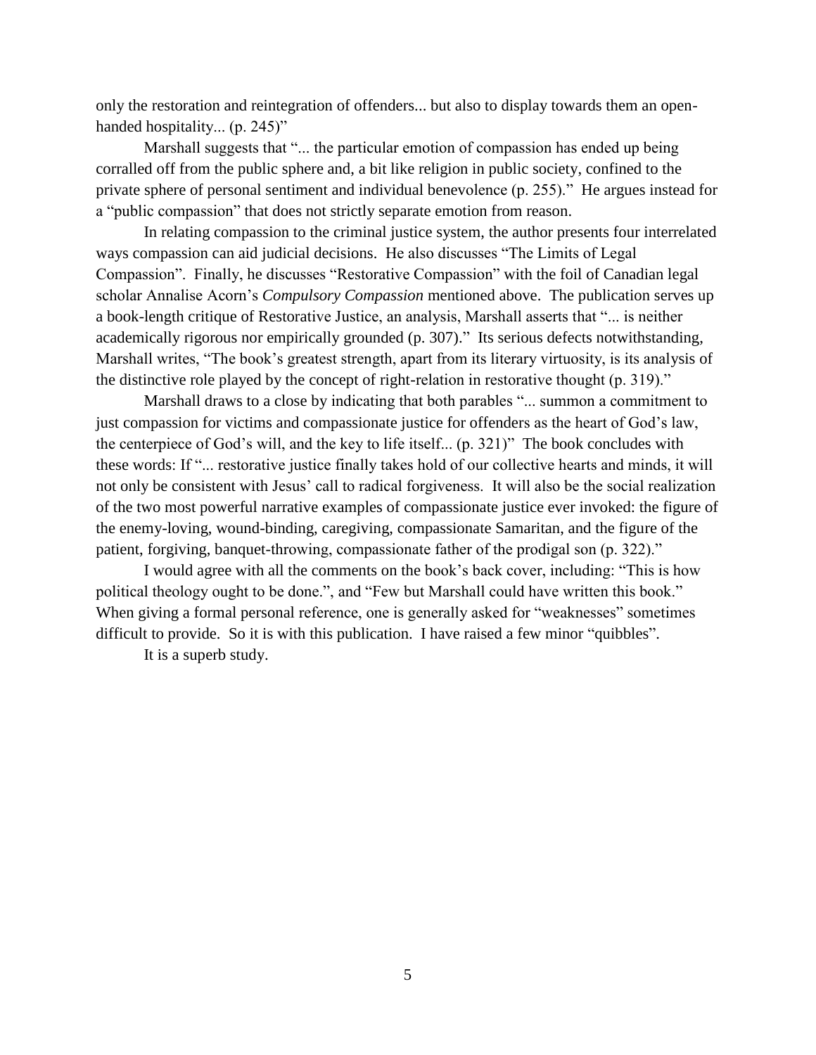only the restoration and reintegration of offenders... but also to display towards them an open-handed hospitality... (p. 245)"

Marshall suggests that "... the particular emotion of compassion has ended up being corralled off from the public sphere and, a bit like religion in public society, confined to the private sphere of personal sentiment and individual benevolence (p. 255)." He argues instead for a "public compassion" that does not strictly separate emotion from reason.

In relating compassion to the criminal justice system, the author presents four interrelated ways compassion can aid judicial decisions. He also discusses "The Limits of Legal Compassion". Finally, he discusses "Restorative Compassion" with the foil of Canadian legal scholar Annalise Acorn's *Compulsory Compassion* mentioned above. The publication serves up a book-length critique of Restorative Justice, an analysis, Marshall asserts that "... is neither academically rigorous nor empirically grounded (p. 307)." Its serious defects notwithstanding, Marshall writes, "The book's greatest strength, apart from its literary virtuosity, is its analysis of the distinctive role played by the concept of right-relation in restorative thought (p. 319)."

Marshall draws to a close by indicating that both parables "... summon a commitment to just compassion for victims and compassionate justice for offenders as the heart of God's law, the centerpiece of God's will, and the key to life itself... (p. 321)" The book concludes with these words: If "... restorative justice finally takes hold of our collective hearts and minds, it will not only be consistent with Jesus' call to radical forgiveness. It will also be the social realization of the two most powerful narrative examples of compassionate justice ever invoked: the figure of the enemy-loving, wound-binding, caregiving, compassionate Samaritan, and the figure of the patient, forgiving, banquet-throwing, compassionate father of the prodigal son (p. 322)."

I would agree with all the comments on the book's back cover, including: "This is how political theology ought to be done.", and "Few but Marshall could have written this book." When giving a formal personal reference, one is generally asked for "weaknesses" sometimes difficult to provide. So it is with this publication. I have raised a few minor "quibbles".

It is a superb study.